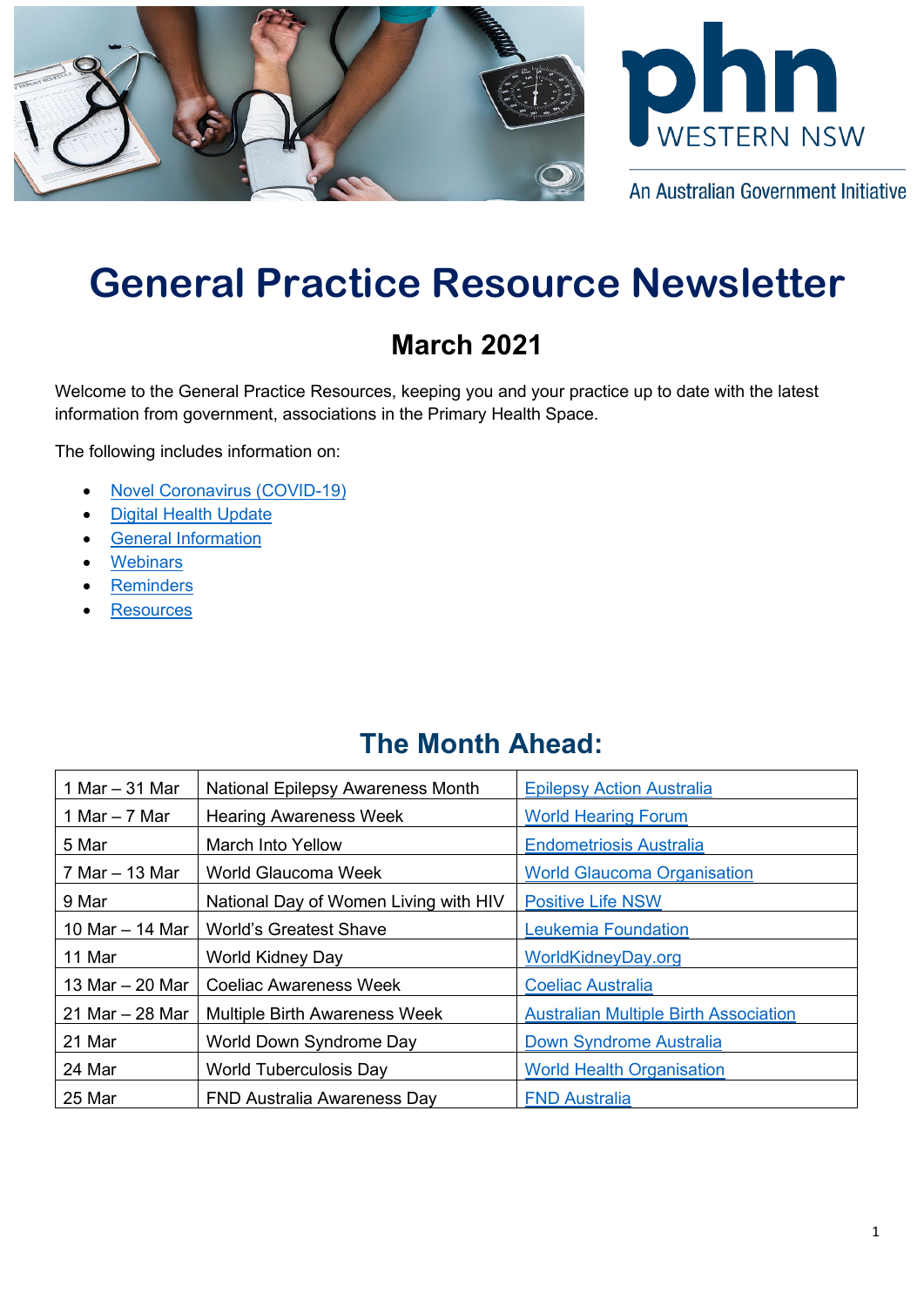phn WESTERN NSW

An Australian Government Initiative

# General Practice Resource Newsletter

## March 2021

Welcome to the General Practice Resources, keeping you and your practice up to date with the latest information from government, associations in the Primary Health Space.

The following includes information on:

- Novel Coronavirus (COVID-19)
- Digital Health Update
- General Information
- Webinars
- Reminders
- Resources

## The Month Ahead:

| | | |
|---|---|---|
| 1 Mar – 31 Mar | National Epilepsy Awareness Month | Epilepsy Action Australia |
| 1 Mar – 7 Mar | Hearing Awareness Week | World Hearing Forum |
| 5 Mar | March Into Yellow | Endometriosis Australia |
| 7 Mar – 13 Mar | World Glaucoma Week | World Glaucoma Organisation |
| 9 Mar | National Day of Women Living with HIV | Positive Life NSW |
| 10 Mar – 14 Mar | World's Greatest Shave | Leukemia Foundation |
| 11 Mar | World Kidney Day | WorldKidneyDay.org |
| 13 Mar – 20 Mar | Coeliac Awareness Week | Coeliac Australia |
| 21 Mar – 28 Mar | Multiple Birth Awareness Week | Australian Multiple Birth Association |
| 21 Mar | World Down Syndrome Day | Down Syndrome Australia |
| 24 Mar | World Tuberculosis Day | World Health Organisation |
| 25 Mar | FND Australia Awareness Day | FND Australia |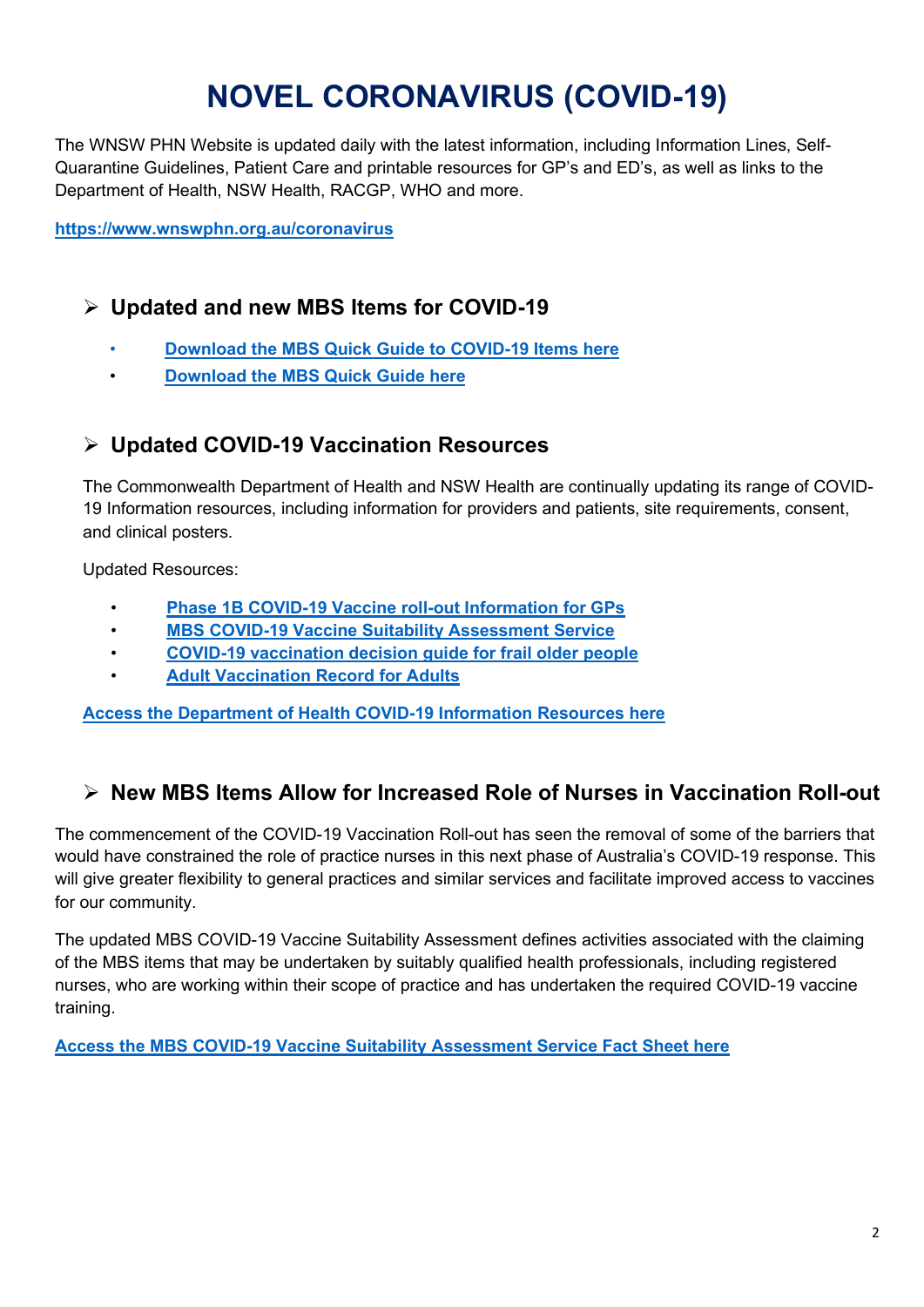# NOVEL CORONAVIRUS (COVID-19)

The WNSW PHN Website is updated daily with the latest information, including Information Lines, Self-Quarantine Guidelines, Patient Care and printable resources for GP's and ED's, as well as links to the Department of Health, NSW Health, RACGP, WHO and more.

**https://www.wnswphn.org.au/coronavirus**

## Updated and new MBS Items for COVID-19

- **Download the MBS Quick Guide to COVID-19 Items here**
- **Download the MBS Quick Guide here**

## Updated COVID-19 Vaccination Resources

The Commonwealth Department of Health and NSW Health are continually updating its range of COVID-19 Information resources, including information for providers and patients, site requirements, consent, and clinical posters.

Updated Resources:

- **Phase 1B COVID-19 Vaccine roll-out Information for GPs**
- **MBS COVID-19 Vaccine Suitability Assessment Service**
- **COVID-19 vaccination decision guide for frail older people**
- **Adult Vaccination Record for Adults**

**Access the Department of Health COVID-19 Information Resources here**

## New MBS Items Allow for Increased Role of Nurses in Vaccination Roll-out

The commencement of the COVID-19 Vaccination Roll-out has seen the removal of some of the barriers that would have constrained the role of practice nurses in this next phase of Australia's COVID-19 response. This will give greater flexibility to general practices and similar services and facilitate improved access to vaccines for our community.

The updated MBS COVID-19 Vaccine Suitability Assessment defines activities associated with the claiming of the MBS items that may be undertaken by suitably qualified health professionals, including registered nurses, who are working within their scope of practice and has undertaken the required COVID-19 vaccine training.

**Access the MBS COVID-19 Vaccine Suitability Assessment Service Fact Sheet here**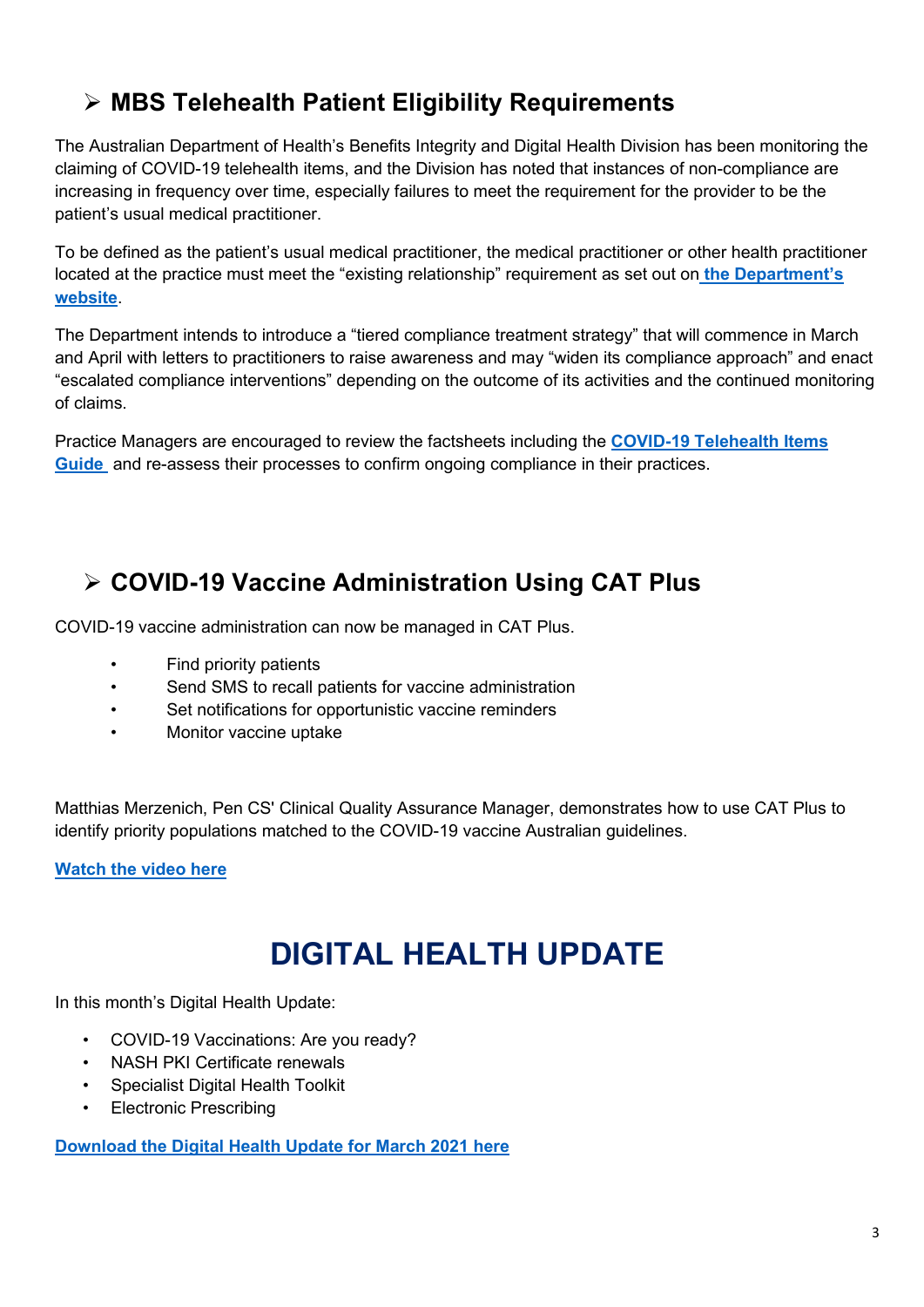## ➢ MBS Telehealth Patient Eligibility Requirements

The Australian Department of Health's Benefits Integrity and Digital Health Division has been monitoring the claiming of COVID-19 telehealth items, and the Division has noted that instances of non-compliance are increasing in frequency over time, especially failures to meet the requirement for the provider to be the patient's usual medical practitioner.

To be defined as the patient's usual medical practitioner, the medical practitioner or other health practitioner located at the practice must meet the "existing relationship" requirement as set out on **the Department's website**.

The Department intends to introduce a "tiered compliance treatment strategy" that will commence in March and April with letters to practitioners to raise awareness and may "widen its compliance approach" and enact "escalated compliance interventions" depending on the outcome of its activities and the continued monitoring of claims.

Practice Managers are encouraged to review the factsheets including the **COVID-19 Telehealth Items Guide** and re-assess their processes to confirm ongoing compliance in their practices.

## ➢ COVID-19 Vaccine Administration Using CAT Plus

COVID-19 vaccine administration can now be managed in CAT Plus.

- Find priority patients
- Send SMS to recall patients for vaccine administration
- Set notifications for opportunistic vaccine reminders
- Monitor vaccine uptake

Matthias Merzenich, Pen CS' Clinical Quality Assurance Manager, demonstrates how to use CAT Plus to identify priority populations matched to the COVID-19 vaccine Australian guidelines.

**Watch the video here**

# DIGITAL HEALTH UPDATE

In this month's Digital Health Update:

- COVID-19 Vaccinations: Are you ready?
- NASH PKI Certificate renewals
- Specialist Digital Health Toolkit
- Electronic Prescribing

**Download the Digital Health Update for March 2021 here**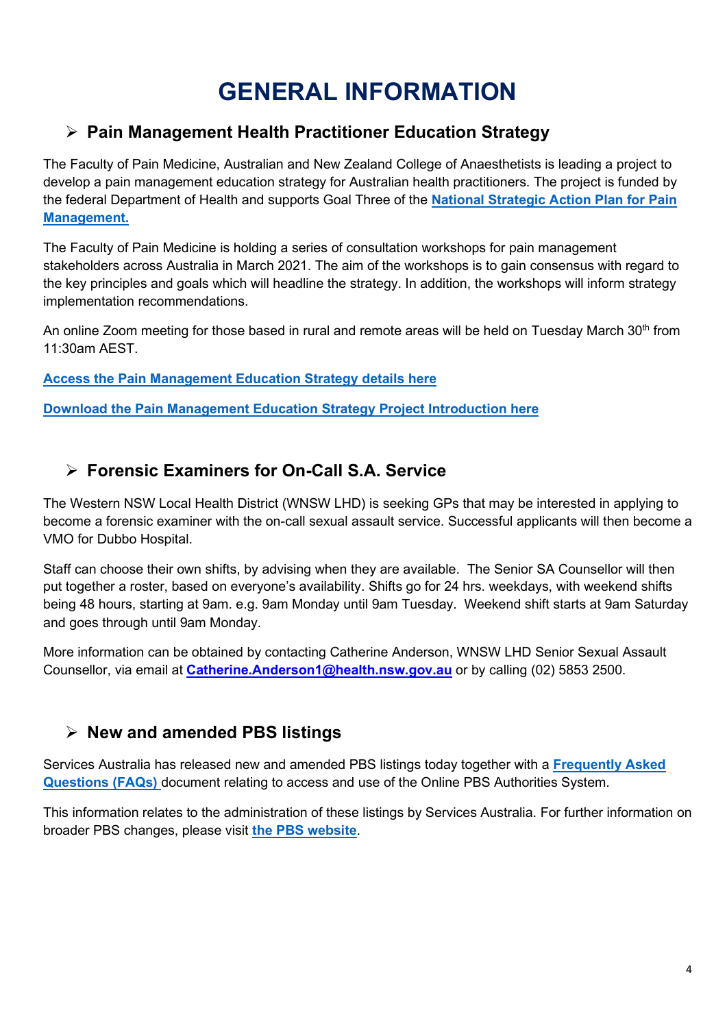# GENERAL INFORMATION

## ➢ Pain Management Health Practitioner Education Strategy

The Faculty of Pain Medicine, Australian and New Zealand College of Anaesthetists is leading a project to develop a pain management education strategy for Australian health practitioners. The project is funded by the federal Department of Health and supports Goal Three of the **National Strategic Action Plan for Pain Management.**

The Faculty of Pain Medicine is holding a series of consultation workshops for pain management stakeholders across Australia in March 2021. The aim of the workshops is to gain consensus with regard to the key principles and goals which will headline the strategy. In addition, the workshops will inform strategy implementation recommendations.

An online Zoom meeting for those based in rural and remote areas will be held on Tuesday March 30th from 11:30am AEST.

**Access the Pain Management Education Strategy details here**

**Download the Pain Management Education Strategy Project Introduction here**

## ➢ Forensic Examiners for On-Call S.A. Service

The Western NSW Local Health District (WNSW LHD) is seeking GPs that may be interested in applying to become a forensic examiner with the on-call sexual assault service. Successful applicants will then become a VMO for Dubbo Hospital.

Staff can choose their own shifts, by advising when they are available. The Senior SA Counsellor will then put together a roster, based on everyone's availability. Shifts go for 24 hrs. weekdays, with weekend shifts being 48 hours, starting at 9am. e.g. 9am Monday until 9am Tuesday. Weekend shift starts at 9am Saturday and goes through until 9am Monday.

More information can be obtained by contacting Catherine Anderson, WNSW LHD Senior Sexual Assault Counsellor, via email at **Catherine.Anderson1@health.nsw.gov.au** or by calling (02) 5853 2500.

## ➢ New and amended PBS listings

Services Australia has released new and amended PBS listings today together with a **Frequently Asked Questions (FAQs)** document relating to access and use of the Online PBS Authorities System.

This information relates to the administration of these listings by Services Australia. For further information on broader PBS changes, please visit **the PBS website**.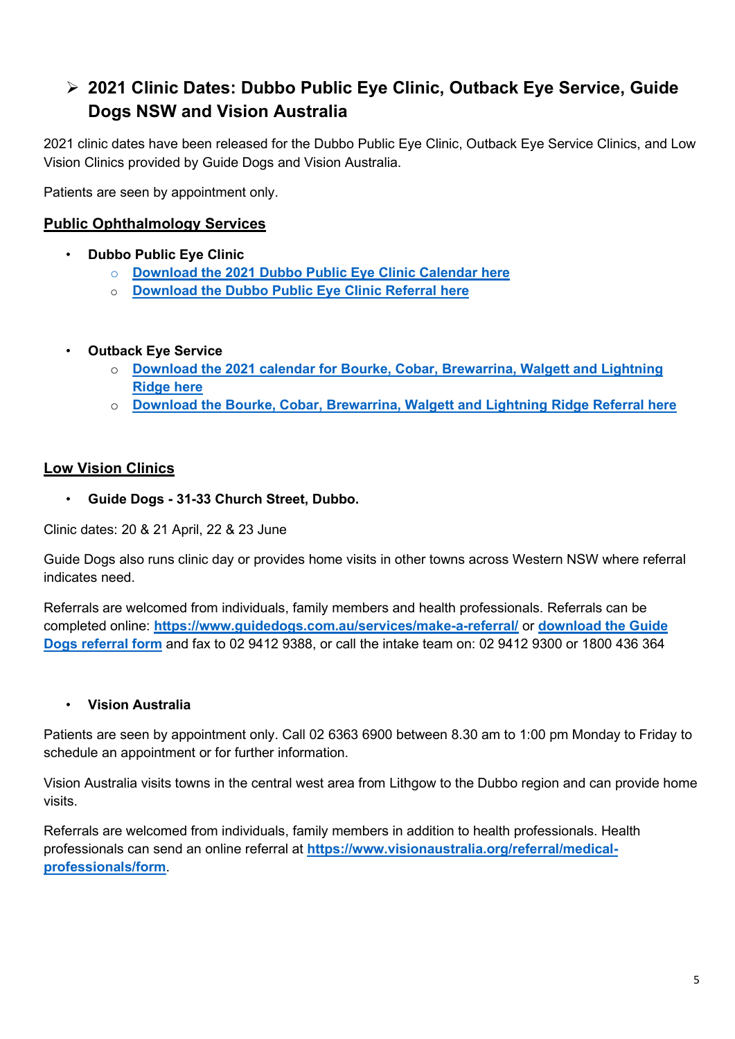## ➢ 2021 Clinic Dates: Dubbo Public Eye Clinic, Outback Eye Service, Guide Dogs NSW and Vision Australia

2021 clinic dates have been released for the Dubbo Public Eye Clinic, Outback Eye Service Clinics, and Low Vision Clinics provided by Guide Dogs and Vision Australia.

Patients are seen by appointment only.

### Public Ophthalmology Services

- **Dubbo Public Eye Clinic**
  - **Download the 2021 Dubbo Public Eye Clinic Calendar here**
  - **Download the Dubbo Public Eye Clinic Referral here**

- **Outback Eye Service**
  - **Download the 2021 calendar for Bourke, Cobar, Brewarrina, Walgett and Lightning Ridge here**
  - **Download the Bourke, Cobar, Brewarrina, Walgett and Lightning Ridge Referral here**

### Low Vision Clinics

- **Guide Dogs - 31-33 Church Street, Dubbo.**

Clinic dates: 20 & 21 April, 22 & 23 June

Guide Dogs also runs clinic day or provides home visits in other towns across Western NSW where referral indicates need.

Referrals are welcomed from individuals, family members and health professionals. Referrals can be completed online: **https://www.guidedogs.com.au/services/make-a-referral/** or **download the Guide Dogs referral form** and fax to 02 9412 9388, or call the intake team on: 02 9412 9300 or 1800 436 364

- **Vision Australia**

Patients are seen by appointment only. Call 02 6363 6900 between 8.30 am to 1:00 pm Monday to Friday to schedule an appointment or for further information.

Vision Australia visits towns in the central west area from Lithgow to the Dubbo region and can provide home visits.

Referrals are welcomed from individuals, family members in addition to health professionals. Health professionals can send an online referral at **https://www.visionaustralia.org/referral/medical-professionals/form**.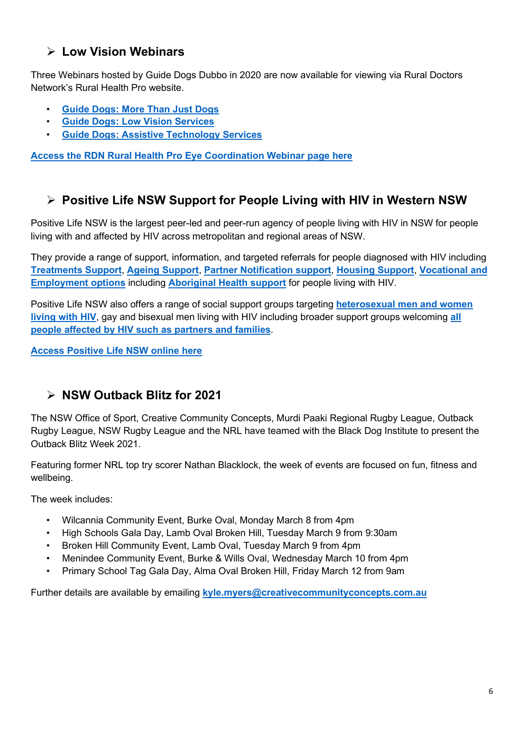## ➢ Low Vision Webinars

Three Webinars hosted by Guide Dogs Dubbo in 2020 are now available for viewing via Rural Doctors Network's Rural Health Pro website.

- **Guide Dogs: More Than Just Dogs**
- **Guide Dogs: Low Vision Services**
- **Guide Dogs: Assistive Technology Services**

**Access the RDN Rural Health Pro Eye Coordination Webinar page here**

## ➢ Positive Life NSW Support for People Living with HIV in Western NSW

Positive Life NSW is the largest peer-led and peer-run agency of people living with HIV in NSW for people living with and affected by HIV across metropolitan and regional areas of NSW.

They provide a range of support, information, and targeted referrals for people diagnosed with HIV including **Treatments Support**, **Ageing Support**, **Partner Notification support**, **Housing Support**, **Vocational and Employment options** including **Aboriginal Health support** for people living with HIV.

Positive Life NSW also offers a range of social support groups targeting **heterosexual men and women living with HIV**, gay and bisexual men living with HIV including broader support groups welcoming **all people affected by HIV such as partners and families**.

**Access Positive Life NSW online here**

## ➢ NSW Outback Blitz for 2021

The NSW Office of Sport, Creative Community Concepts, Murdi Paaki Regional Rugby League, Outback Rugby League, NSW Rugby League and the NRL have teamed with the Black Dog Institute to present the Outback Blitz Week 2021.

Featuring former NRL top try scorer Nathan Blacklock, the week of events are focused on fun, fitness and wellbeing.

The week includes:

- Wilcannia Community Event, Burke Oval, Monday March 8 from 4pm
- High Schools Gala Day, Lamb Oval Broken Hill, Tuesday March 9 from 9:30am
- Broken Hill Community Event, Lamb Oval, Tuesday March 9 from 4pm
- Menindee Community Event, Burke & Wills Oval, Wednesday March 10 from 4pm
- Primary School Tag Gala Day, Alma Oval Broken Hill, Friday March 12 from 9am

Further details are available by emailing **kyle.myers@creativecommunityconcepts.com.au**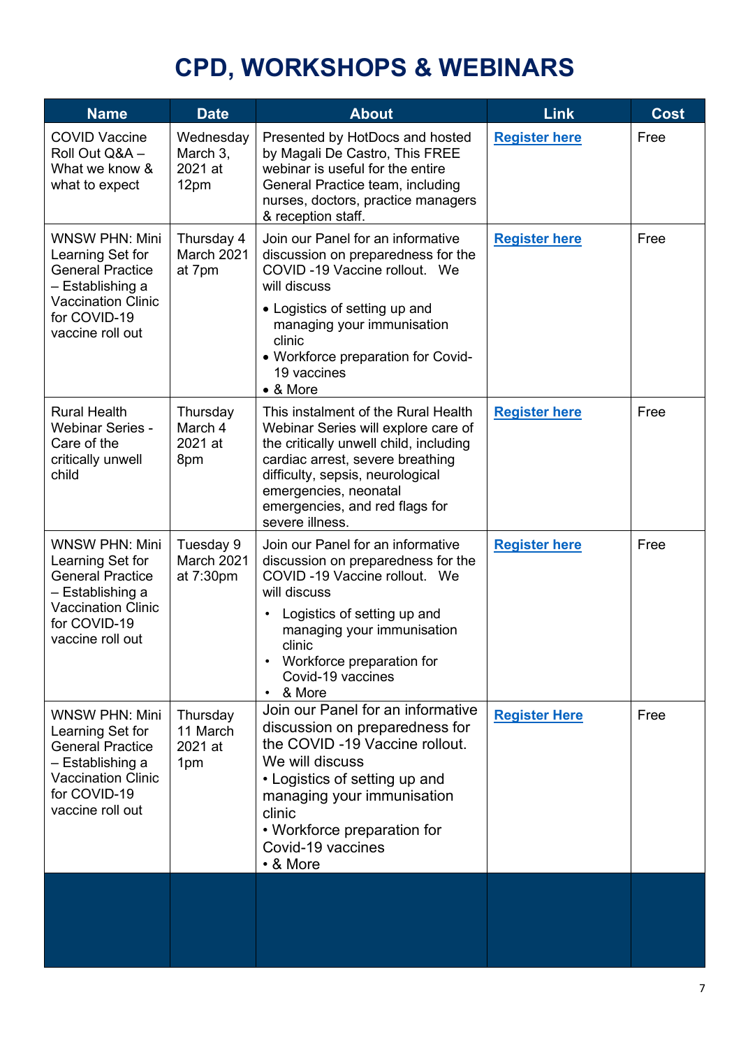# CPD, WORKSHOPS & WEBINARS

| Name | Date | About | Link | Cost |
|---|---|---|---|---|
| COVID Vaccine Roll Out Q&A – What we know & what to expect | Wednesday March 3, 2021 at 12pm | Presented by HotDocs and hosted by Magali De Castro, This FREE webinar is useful for the entire General Practice team, including nurses, doctors, practice managers & reception staff. | **Register here** | Free |
| WNSW PHN: Mini Learning Set for General Practice – Establishing a Vaccination Clinic for COVID-19 vaccine roll out | Thursday 4 March 2021 at 7pm | Join our Panel for an informative discussion on preparedness for the COVID -19 Vaccine rollout. We will discuss<br>• Logistics of setting up and managing your immunisation clinic<br>• Workforce preparation for Covid-19 vaccines<br>• & More | **Register here** | Free |
| Rural Health Webinar Series - Care of the critically unwell child | Thursday March 4 2021 at 8pm | This instalment of the Rural Health Webinar Series will explore care of the critically unwell child, including cardiac arrest, severe breathing difficulty, sepsis, neurological emergencies, neonatal emergencies, and red flags for severe illness. | **Register here** | Free |
| WNSW PHN: Mini Learning Set for General Practice – Establishing a Vaccination Clinic for COVID-19 vaccine roll out | Tuesday 9 March 2021 at 7:30pm | Join our Panel for an informative discussion on preparedness for the COVID -19 Vaccine rollout. We will discuss<br>• Logistics of setting up and managing your immunisation clinic<br>• Workforce preparation for Covid-19 vaccines<br>• & More | **Register here** | Free |
| WNSW PHN: Mini Learning Set for General Practice – Establishing a Vaccination Clinic for COVID-19 vaccine roll out | Thursday 11 March 2021 at 1pm | Join our Panel for an informative discussion on preparedness for the COVID -19 Vaccine rollout. We will discuss<br>• Logistics of setting up and managing your immunisation clinic<br>• Workforce preparation for Covid-19 vaccines<br>• & More | **Register Here** | Free |
| | | | | |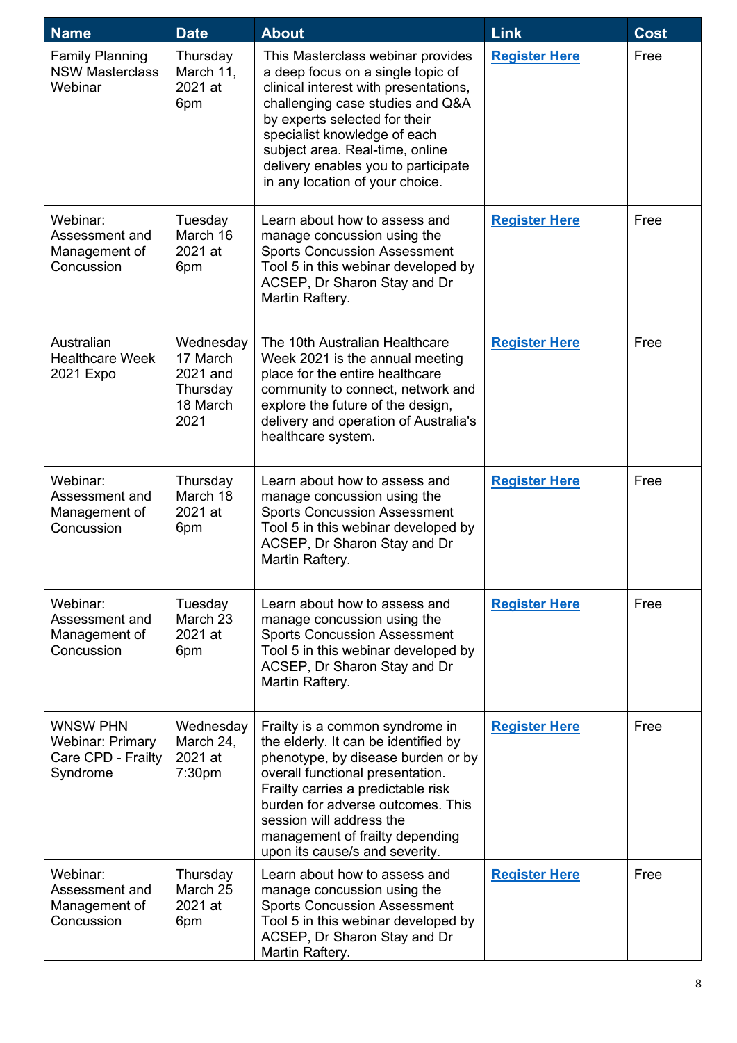| Name | Date | About | Link | Cost |
|---|---|---|---|---|
| Family Planning NSW Masterclass Webinar | Thursday March 11, 2021 at 6pm | This Masterclass webinar provides a deep focus on a single topic of clinical interest with presentations, challenging case studies and Q&A by experts selected for their specialist knowledge of each subject area. Real-time, online delivery enables you to participate in any location of your choice. | **Register Here** | Free |
| Webinar: Assessment and Management of Concussion | Tuesday March 16 2021 at 6pm | Learn about how to assess and manage concussion using the Sports Concussion Assessment Tool 5 in this webinar developed by ACSEP, Dr Sharon Stay and Dr Martin Raftery. | **Register Here** | Free |
| Australian Healthcare Week 2021 Expo | Wednesday 17 March 2021 and Thursday 18 March 2021 | The 10th Australian Healthcare Week 2021 is the annual meeting place for the entire healthcare community to connect, network and explore the future of the design, delivery and operation of Australia's healthcare system. | **Register Here** | Free |
| Webinar: Assessment and Management of Concussion | Thursday March 18 2021 at 6pm | Learn about how to assess and manage concussion using the Sports Concussion Assessment Tool 5 in this webinar developed by ACSEP, Dr Sharon Stay and Dr Martin Raftery. | **Register Here** | Free |
| Webinar: Assessment and Management of Concussion | Tuesday March 23 2021 at 6pm | Learn about how to assess and manage concussion using the Sports Concussion Assessment Tool 5 in this webinar developed by ACSEP, Dr Sharon Stay and Dr Martin Raftery. | **Register Here** | Free |
| WNSW PHN Webinar: Primary Care CPD - Frailty Syndrome | Wednesday March 24, 2021 at 7:30pm | Frailty is a common syndrome in the elderly. It can be identified by phenotype, by disease burden or by overall functional presentation. Frailty carries a predictable risk burden for adverse outcomes. This session will address the management of frailty depending upon its cause/s and severity. | **Register Here** | Free |
| Webinar: Assessment and Management of Concussion | Thursday March 25 2021 at 6pm | Learn about how to assess and manage concussion using the Sports Concussion Assessment Tool 5 in this webinar developed by ACSEP, Dr Sharon Stay and Dr Martin Raftery. | **Register Here** | Free |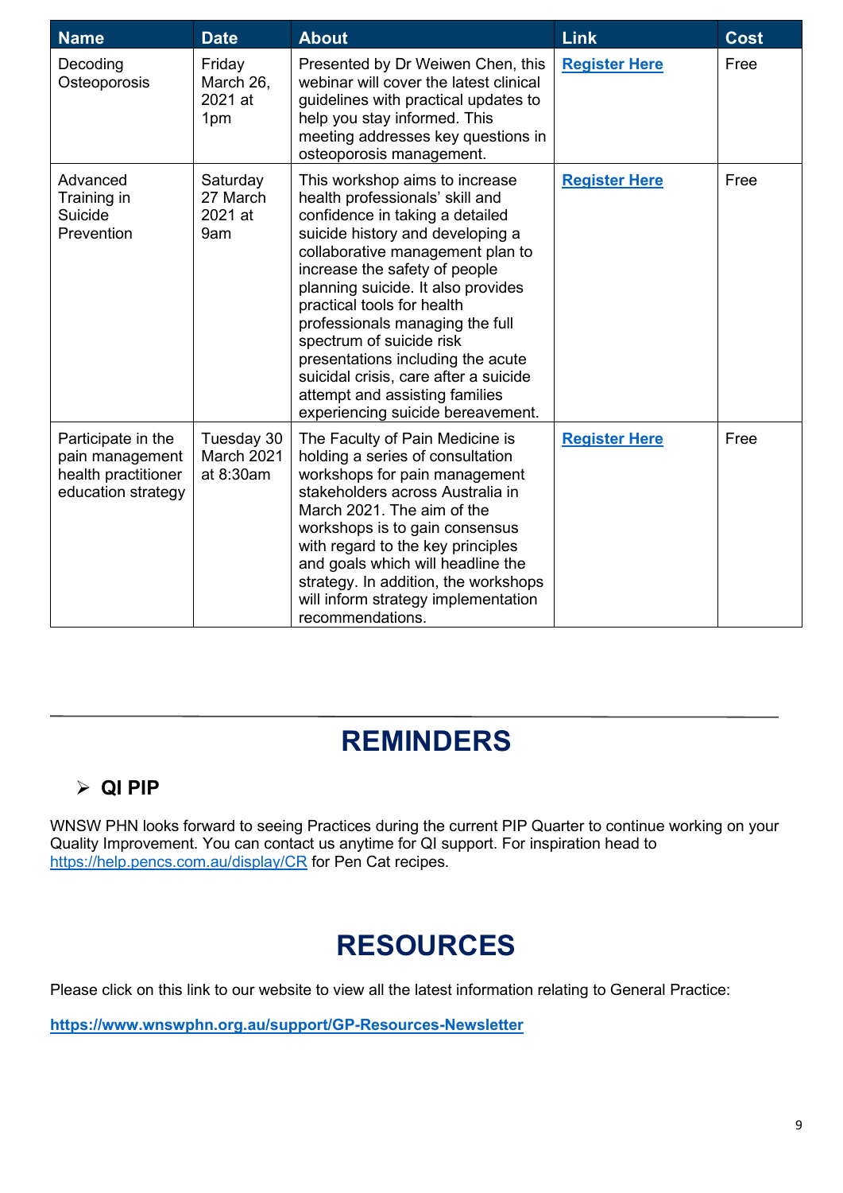| Name | Date | About | Link | Cost |
|---|---|---|---|---|
| Decoding Osteoporosis | Friday March 26, 2021 at 1pm | Presented by Dr Weiwen Chen, this webinar will cover the latest clinical guidelines with practical updates to help you stay informed. This meeting addresses key questions in osteoporosis management. | **Register Here** | Free |
| Advanced Training in Suicide Prevention | Saturday 27 March 2021 at 9am | This workshop aims to increase health professionals' skill and confidence in taking a detailed suicide history and developing a collaborative management plan to increase the safety of people planning suicide. It also provides practical tools for health professionals managing the full spectrum of suicide risk presentations including the acute suicidal crisis, care after a suicide attempt and assisting families experiencing suicide bereavement. | **Register Here** | Free |
| Participate in the pain management health practitioner education strategy | Tuesday 30 March 2021 at 8:30am | The Faculty of Pain Medicine is holding a series of consultation workshops for pain management stakeholders across Australia in March 2021. The aim of the workshops is to gain consensus with regard to the key principles and goals which will headline the strategy. In addition, the workshops will inform strategy implementation recommendations. | **Register Here** | Free |

# REMINDERS

- **QI PIP**

WNSW PHN looks forward to seeing Practices during the current PIP Quarter to continue working on your Quality Improvement. You can contact us anytime for QI support. For inspiration head to https://help.pencs.com.au/display/CR for Pen Cat recipes.

# RESOURCES

Please click on this link to our website to view all the latest information relating to General Practice:

**https://www.wnswphn.org.au/support/GP-Resources-Newsletter**